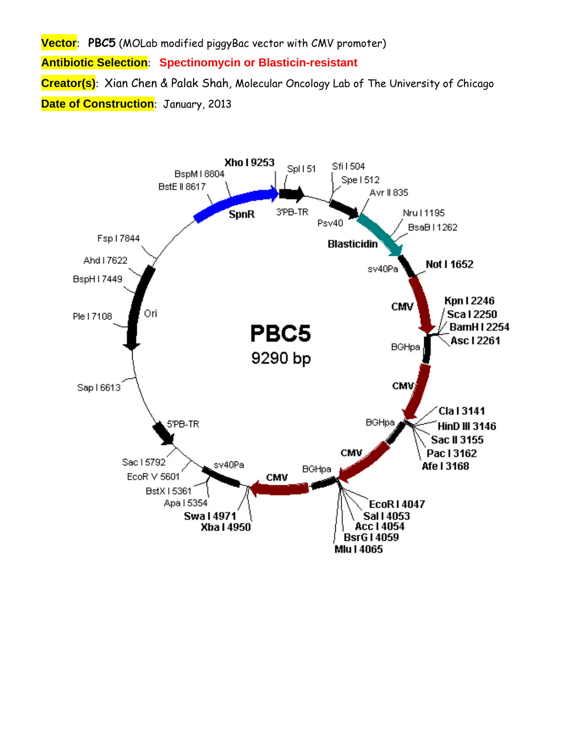**Vector**: **PBC5** (MOLab modified piggyBac vector with CMV promoter)

**Antibiotic Selection**: **Spectinomycin or Blasticin-resistant**

**Creator(s)**: Xian Chen & Palak Shah, Molecular Oncology Lab of The University of Chicago

**Date of Construction**: January, 2013

**PBC5**
9290 bp

Xho I 9253
Spl I 51
Sfi I 504
Spe I 512
Avr II 835
Nru I 1195
BsaB I 1262
Not I 1652
Kpn I 2246
Sca I 2250
BamH I 2254
Asc I 2261
Cla I 3141
HinD III 3146
Sac II 3155
Pac I 3162
Afe I 3168
EcoR I 4047
Sal I 4053
Acc I 4054
BsrG I 4059
Mlu I 4065
Swa I 4971
Xba I 4950
Apa I 5354
BstX I 5361
EcoR V 5601
Sac I 5792
Sap I 6613
Ple I 7108
BspH I 7449
Ahd I 7622
Fsp I 7844
BstE II 8617
BspM I 8804

SpnR
3'PB-TR
Psv40
Blasticidin
sv40Pa
CMV
BGHpa
CMV
BGHpa
CMV
BGHpa
CMV
sv40Pa
5'PB-TR
Ori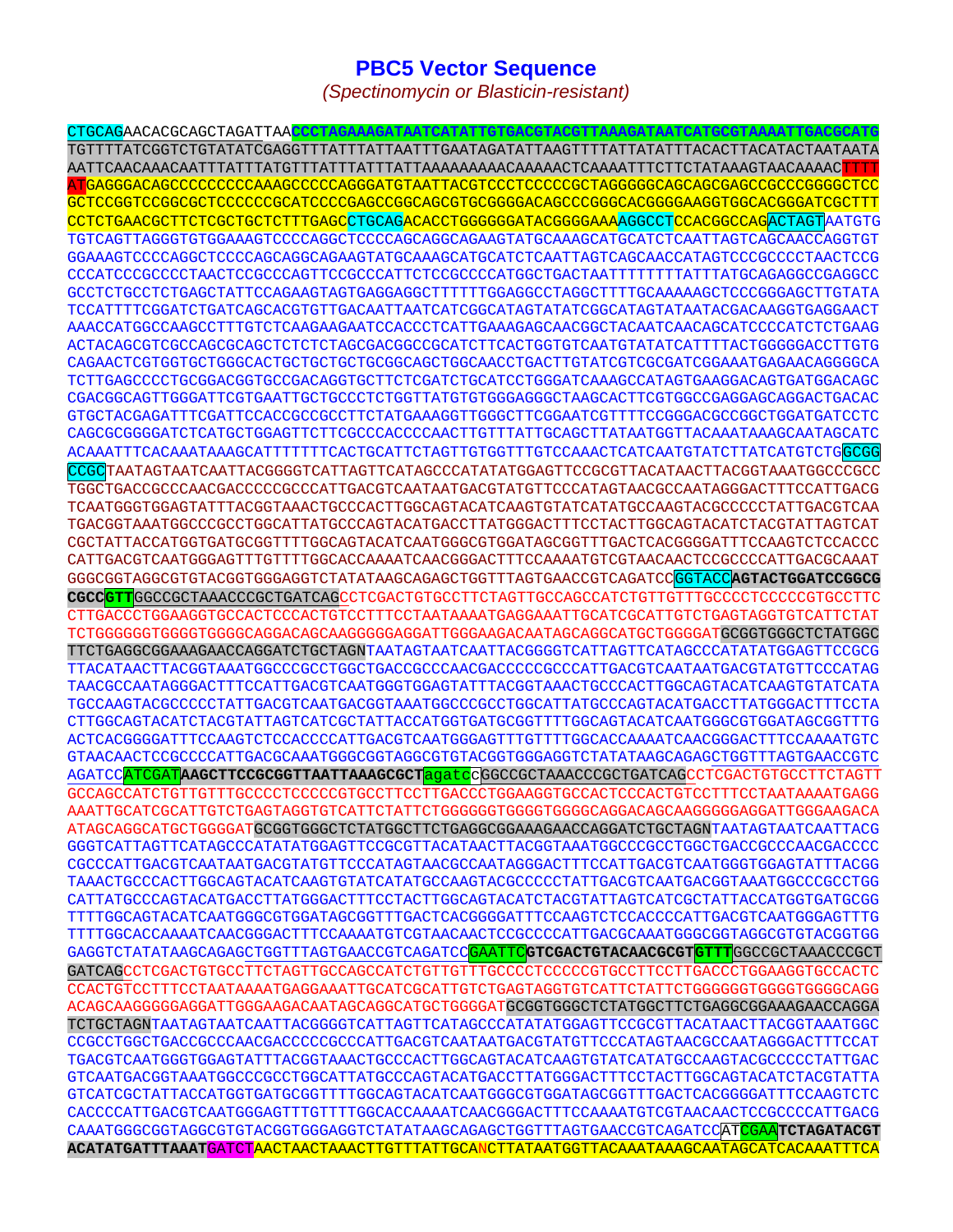# PBC5 Vector Sequence

*(Spectinomycin or Blasticin-resistant)*

CTGCAGAACACGCAGCTAGATTAACCCTAGAAAGATAATCATATTGTGACGTACGTTAAAGATAATCATGCGTAAAATTGACGCATG
TGTTTTATCGGTCTGTATATCGAGGTTTATTTATTAATTTGAATAGATATTAAGTTTTATTATATTTACACTTACATACTAATAATA
AATTCAACAAACAATTTATTTATGTTTATTTATTTATTAAAAAAAAACAAAAACTCAAAATTTCTTCTATAAAGTAACAAAACTTTT
ATGAGGGACAGCCCCCCCCCAAAGCCCCCAGGGATGTAATTACGTCCCTCCCCCGCTAGGGGGCAGCAGCGAGCCGCCCGGGGCTCC
GCTCCGGTCCGGCGCTCCCCCCGCATCCCCGAGCCGGCAGCGTGCGGGGACAGCCCGGGCACGGGGAAGGTGGCACGGGATCGCTTT
CCTCTGAACGCTTCTCGCTGCTCTTTGAGCCTGCAGACACCTGGGGGGATACGGGGAAAAGGCCTCCACGGCCAGACTAGTAATGTG
TGTCAGTTAGGGTGTGGAAAGTCCCCAGGCTCCCCAGCAGGCAGAAGTATGCAAAGCATGCATCTCAATTAGTCAGCAACCAGGTGT
GGAAAGTCCCCAGGCTCCCCAGCAGGCAGAAGTATGCAAAGCATGCATCTCAATTAGTCAGCAACCATAGTCCCGCCCCTAACTCCG
CCCATCCCGCCCCTAACTCCGCCCAGTTCCGCCCATTCTCCGCCCCATGGCTGACTAATTTTTTTTATTTATGCAGAGGCCGAGGCC
GCCTCTGCCTCTGAGCTATTCCAGAAGTAGTGAGGAGGCTTTTTTGGAGGCCTAGGCTTTTGCAAAAAGCTCCCGGGAGCTTGTATA
TCCATTTTCGGATCTGATCAGCACGTGTTGACAATTAATCATCGGCATAGTATATCGGCATAGTATAATACGACAAGGTGAGGAACT
AAACCATGGCCAAGCCTTTGTCTCAAGAAGAATCCACCCTCATTGAAAGAGCAACGGCTACAATCAACAGCATCCCCATCTCTGAAG
ACTACAGCGTCGCCAGCGCAGCTCTCTCTAGCGACGGCCGCATCTTCACTGGTGTCAATGTATATCATTTTACTGGGGGACCTTGTG
CAGAACTCGTGGTGCTGGGCACTGCTGCTGCTGCGGCAGCTGGCAACCTGACTTGTATCGTCGCGATCGGAAATGAGAACAGGGGCA
TCTTGAGCCCCTGCGGACGGTGCCGACAGGTGCTTCTCGATCTGCATCCTGGGATCAAAGCCATAGTGAAGGACAGTGATGGACAGC
CGACGGCAGTTGGGATTCGTGAATTGCTGCCCTCTGGTTATGTGTGGGAGGGCTAAGCACTTCGTGGCCGAGGAGCAGGACTGACAC
GTGCTACGAGATTTCGATTCCACCGCCGCCTTCTATGAAAGGTTGGGCTTCGGAATCGTTTTCCGGGACGCCGGCTGGATGATCCTC
CAGCGCGGGGATCTCATGCTGGAGTTCTTCGCCCACCCCAACTTGTTTATTGCAGCTTATAATGGTTACAAATAAAGCAATAGCATC
ACAAATTTCACAAATAAAGCATTTTTTTCACTGCATTCTAGTTGTGGTTTGTCCAAACTCATCAATGTATCTTATCATGTCTGGCGG
CCGCTAATAGTAATCAATTACGGGGTCATTAGTTCATAGCCCATATATGGAGTTCCGCGTTACATAACTTACGGTAAATGGCCCGCC
TGGCTGACCGCCCAACGACCCCCGCCCATTGACGTCAATAATGACGTATGTTCCCATAGTAACGCCAATAGGGACTTTCCATTGACG
TCAATGGGTGGAGTATTTACGGTAAACTGCCCACTTGGCAGTACATCAAGTGTATCATATGCCAAGTACGCCCCCTATTGACGTCAA
TGACGGTAAATGGCCCGCCTGGCATTATGCCCAGTACATGACCTTATGGGACTTTCCTACTTGGCAGTACATCTACGTATTAGTCAT
CGCTATTACCATGGTGATGCGGTTTTGGCAGTACATCAATGGGCGTGGATAGCGGTTTGACTCACGGGGATTTCCAAGTCTCCACCC
CATTGACGTCAATGGGAGTTTGTTTTGGCACCAAAATCAACGGGACTTTCCAAAATGTCGTAACAACTCCGCCCCATTGACGCAAAT
GGGCGGTAGGCGTGTACGGTGGGAGGTCTATATAAGCAGAGCTGGTTTAGTGAACCGTCAGATCCGGTACCAGTACTGGATCCGGCG
CGCCGTTGGCCGCTAAACCCGCTGATCAGCCTCGACTGTGCCTTCTAGTTGCCAGCCATCTGTTGTTTGCCCCTCCCCCGTGCCTTC
CTTGACCCTGGAAGGTGCCACTCCCACTGTCCTTTCCTAATAAAATGAGGAAATTGCATCGCATTGTCTGAGTAGGTGTCATTCTAT
TCTGGGGGGTGGGGTGGGGCAGGACAGCAAGGGGGAGGATTGGGAAGACAATAGCAGGCATGCTGGGGATGCGGTGGGCTCTATGGC
TTCTGAGGCGGAAAGAACCAGGATCTGCTAGNTAATAGTAATCAATTACGGGGTCATTAGTTCATAGCCCATATATGGAGTTCCGCG
TTACATAACTTACGGTAAATGGCCCGCCTGGCTGACCGCCCAACGACCCCCGCCCATTGACGTCAATAATGACGTATGTTCCCATAG
TAACGCCAATAGGGACTTTCCATTGACGTCAATGGGTGGAGTATTTACGGTAAACTGCCCACTTGGCAGTACATCAAGTGTATCATA
TGCCAAGTACGCCCCCTATTGACGTCAATGACGGTAAATGGCCCGCCTGGCATTATGCCCAGTACATGACCTTATGGGACTTTCCTA
CTTGGCAGTACATCTACGTATTAGTCATCGCTATTACCATGGTGATGCGGTTTTGGCAGTACATCAATGGGCGTGGATAGCGGTTTG
ACTCACGGGGATTTCCAAGTCTCCACCCCATTGACGTCAATGGGAGTTTGTTTTGGCACCAAAATCAACGGGACTTTCCAAAATGTC
GTAACAACTCCGCCCCATTGACGCAAATGGGCGGTAGGCGTGTACGGTGGGAGGTCTATATAAGCAGAGCTGGTTTAGTGAACCGTC
AGATCCATCGATAAGCTTCCGCGGTTAATTAAAGCGCTagatccGGCCGCTAAACCCGCTGATCAGCCTCGACTGTGCCTTCTAGTT
GCCAGCCATCTGTTGTTTGCCCCTCCCCCGTGCCTTCCTTGACCCTGGAAGGTGCCACTCCCACTGTCCTTTCCTAATAAAATGAGG
AAATTGCATCGCATTGTCTGAGTAGGTGTCATTCTATTCTGGGGGGTGGGGTGGGGCAGGACAGCAAGGGGGAGGATTGGGAAGACA
ATAGCAGGCATGCTGGGGATGCGGTGGGCTCTATGGCTTCTGAGGCGGAAAGAACCAGGATCTGCTAGNTAATAGTAATCAATTACG
GGGTCATTAGTTCATAGCCCATATATGGAGTTCCGCGTTACATAACTTACGGTAAATGGCCCGCCTGGCTGACCGCCCAACGACCCC
CGCCCATTGACGTCAATAATGACGTATGTTCCCATAGTAACGCCAATAGGGACTTTCCATTGACGTCAATGGGTGGAGTATTTACGG
TAAACTGCCCACTTGGCAGTACATCAAGTGTATCATATGCCAAGTACGCCCCCTATTGACGTCAATGACGGTAAATGGCCCGCCTGG
CATTATGCCCAGTACATGACCTTATGGGACTTTCCTACTTGGCAGTACATCTACGTATTAGTCATCGCTATTACCATGGTGATGCGG
TTTTGGCAGTACATCAATGGGCGTGGATAGCGGTTTGACTCACGGGGATTTCCAAGTCTCCACCCCATTGACGTCAATGGGAGTTTG
TTTTGGCACCAAAATCAACGGGACTTTCCAAAATGTCGTAACAACTCCGCCCCATTGACGCAAATGGGCGGTAGGCGTGTACGGTGG
GAGGTCTATATAAGCAGAGCTGGTTTAGTGAACCGTCAGATCCGAATTCGTCGACTGTACAACGCGTGTTTGGCCGCTAAACCCGCT
GATCAGCCTCGACTGTGCCTTCTAGTTGCCAGCCATCTGTTGTTTGCCCCTCCCCCGTGCCTTCCTTGACCCTGGAAGGTGCCACTC
CCACTGTCCTTTCCTAATAAAATGAGGAAATTGCATCGCATTGTCTGAGTAGGTGTCATTCTATTCTGGGGGGTGGGGTGGGGCAGG
ACAGCAAGGGGGAGGATTGGGAAGACAATAGCAGGCATGCTGGGGATGCGGTGGGCTCTATGGCTTCTGAGGCGGAAAGAACCAGGA
TCTGCTAGNTAATAGTAATCAATTACGGGGTCATTAGTTCATAGCCCATATATGGAGTTCCGCGTTACATAACTTACGGTAAATGGC
CCGCCTGGCTGACCGCCCAACGACCCCCGCCCATTGACGTCAATAATGACGTATGTTCCCATAGTAACGCCAATAGGGACTTTCCAT
TGACGTCAATGGGTGGAGTATTTACGGTAAACTGCCCACTTGGCAGTACATCAAGTGTATCATATGCCAAGTACGCCCCCTATTGAC
GTCAATGACGGTAAATGGCCCGCCTGGCATTATGCCCAGTACATGACCTTATGGGACTTTCCTACTTGGCAGTACATCTACGTATTA
GTCATCGCTATTACCATGGTGATGCGGTTTTGGCAGTACATCAATGGGCGTGGATAGCGGTTTGACTCACGGGGATTTCCAAGTCTC
CACCCCATTGACGTCAATGGGAGTTTGTTTTGGCACCAAAATCAACGGGACTTTCCAAAATGTCGTAACAACTCCGCCCCATTGACG
CAAATGGGCGGTAGGCGTGTACGGTGGGAGGTCTATATAAGCAGAGCTGGTTTAGTGAACCGTCAGATCCATCGAATCTAGATACGT
ACATATGATTTAAATGATCTAACTAACTAAACTTGTTTATTGCANCTTATAATGGTTACAAATAAAGCAATAGCATCACAAATTTCA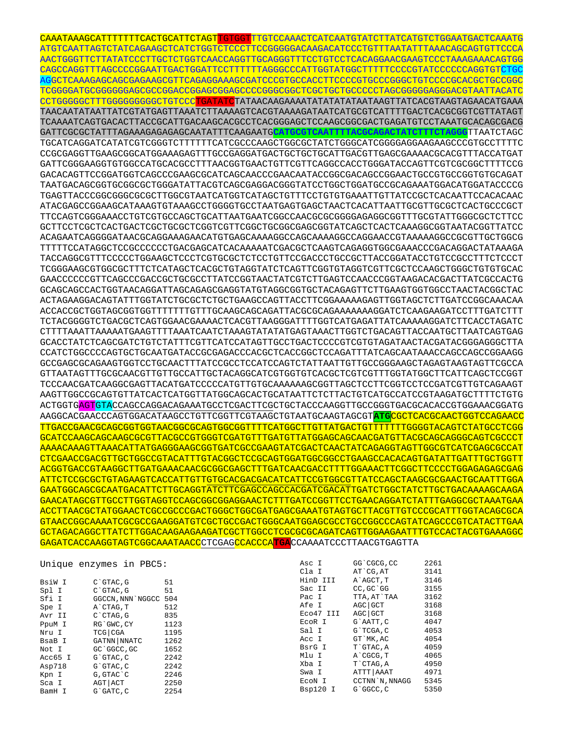```
CAAATAAAGCATTTTTTTCACTGCATTCTAGTTGTGGTTTGTCCAAACTCATCAATGTATCTTATCATGTCTGGAATGACTCAAATG
ATGTCAATTAGTCTATCAGAAGCTCATCTGGTCTCCCTTCCGGGGGACAAGACATCCCTGTTTAATATTTAAACAGCAGTGTTCCCA
AACTGGGTTCTTATATCCCTTGCTCTGGTCAACCAGGTTGCAGGGTTTCCTGTCCTCACAGGAACGAAGTCCCTAAAGAAACAGTGG
CAGCCAGGTTTAGCCCCGGAATTGACTGGATTCCTTTTTTAGGGCCCATTGGTATGGCTTTTTCCCCGTATCCCCCCAGGTGTCTGC
AGGCTCAAAGAGCAGCGAGAAGCGTTCAGAGGAAAGCGATCCCGTGCCACCTTCCCCGTGCCCGGGCTGTCCCCGCACGCTGCCGGC
TCGGGGATGCGGGGGGAGCGCCGGACCGGAGCGGAGCCCCGGGCGGCTCGCTGCTGCCCCCTAGCGGGGGAGGGACGTAATTACATC
CCTGGGGGCTTTGGGGGGGGGCTGTCCCTGATATCTATAACAAGAAAATATATATATATAATAAGTTATCACGTAAGTAGAACATGAAA
TAACAATATAATTATCGTATGAGTTAAATCTTAAAAGTCACGTAAAAGATAATCATGCGTCATTTTGACTCACGCGGTCGTTATAGT
TCAAAATCAGTGACACTTACCGCATTGACAAGCACGCCTCACGGGAGCTCCAAGCGGCGACTGAGATGTCCTAAATGCACAGCGACG
GATTCGCGCTATTTAGAAAGAGAGAGCAATATTTCAAGAATGCATGCGTCAATTTTACGCAGACTATCTTTCTAGGGTTAATCTAGC
TGCATCAGGATCATATCGTCGGGTCTTTTTTCATCGCCCAAGCTGGCGCTATCTGGGCATCGGGGAGGAAGAAGCCCGTGCCTTTTC
CCGCGAGGTTGAAGCGGCATGGAAAGAGTTTGCCGAGGATGACTGCTGCTGCATTGACGTTGAGCGAAAACGCACGTTTACCATGAT
GATTCGGGAAGGTGTGGCCATGCACGCCTTTAACGGTGAACTGTTCGTTCAGGCCACCTGGGATACCAGTTCGTCGCGGCTTTTCCG
GACACAGTTCCGGATGGTCAGCCCGAAGCGCATCAGCAACCCGAACAATACCGGCGACAGCCGGAACTGCCGTGCCGGTGTGCAGAT
TAATGACAGCGGTGCGGCGCTGGGATATTACGTCAGCGAGGACGGGTATCCTGGCTGGATGCCGCAGAAATGGACATGGATACCCCG
TGAGTTACCCGGCGGGCGCGCTTGGCGTAATCATGGTCATAGCTGTTTCCTGTGTGAAATTGTTATCCGCTCACAATTCCACACAAC
ATACGAGCCGGAAGCATAAAGTGTAAAGCCTGGGGTGCCTAATGAGTGAGCTAACTCACATTAATTGCGTTGCGCTCACTGCCCGCT
TTCCAGTCGGGAAACCTGTCGTGCCAGCTGCATTAATGAATCGGCCAACGCGCGGGGAGAGGCGGTTTGCGTATTGGGCGCTCTTCC
GCTTCCTCGCTCACTGACTCGCTGCGCTCGGTCGTTCGGCTGCGGCGAGCGGTATCAGCTCACTCAAAGGCGGTAATACGGTTATCC
ACAGAATCAGGGGATAACGCAGGAAAGAACATGTGAGCAAAAGGCCAGCAAAAGGCCAGGAACCGTAAAAAGGCCGCGTTGCTGGCG
TTTTTCCATAGGCTCCGCCCCCCTGACGAGCATCACAAAAATCGACGCTCAAGTCAGAGGTGGCGAAACCCGACAGGACTATAAAGA
TACCAGGCGTTTCCCCCTGGAAGCTCCCTCGTGCGCTCTCCTGTTCCGACCCTGCCGCTTACCGGATACCTGTCCGCCTTTCTCCCT
TCGGGAAGCGTGGCGCTTTCTCATAGCTCACGCTGTAGGTATCTCAGTTCGGTGTAGGTCGTTCGCTCCAAGCTGGGCTGTGTGCAC
GAACCCCCCGTTCAGCCCGACCGCTGCGCCTTATCCGGTAACTATCGTCTTGAGTCCAACCCGGTAAGACACGACTTATCGCCACTG
GCAGCAGCCACTGGTAACAGGATTAGCAGAGCGAGGTATGTAGGCGGTGCTACAGAGTTCTTGAAGTGGTGGCCTAACTACGGCTAC
ACTAGAAGGACAGTATTTGGTATCTGCGCTCTGCTGAAGCCAGTTACCTTCGGAAAAAGAGTTGGTAGCTCTTGATCCGGCAAACAA
ACCACCGCTGGTAGCGGTGGTTTTTTTGTTTGCAAGCAGCAGATTACGCGCAGAAAAAAAGGATCTCAAGAAGATCCTTTGATCTTT
TCTACGGGGTCTGACGCTCAGTGGAACGAAAACTCACGTTAAGGGATTTTGGTCATGAGATTATCAAAAAGGATCTTCACCTAGATC
CTTTTAAATTAAAAATGAAGTTTTAAATCAATCTAAAGTATATATGAGTAAACTTGGTCTGACAGTTACCAATGCTTAATCAGTGAG
GCACCTATCTCAGCGATCTGTCTATTTCGTTCATCCATAGTTGCCTGACTCCCCGTCGTGTAGATAACTACGATACGGGAGGGCTTA
CCATCTGGCCCCAGTGCTGCAATGATACCGCGAGACCCACGCTCACCGGCTCCAGATTTATCAGCAATAAACCAGCCAGCCGGAAGG
GCCGAGCGCAGAAGTGGTCCTGCAACTTTATCCGCCTCCATCCAGTCTATTAATTGTTGCCGGGAAGCTAGAGTAAGTAGTTCGCCA
GTTAATAGTTTGCGCAACGTTGTTGCCATTGCTACAGGCATCGTGGTGTCACGCTCGTCGTTTGGTATGGCTTCATTCAGCTCCGGT
TCCCAACGATCAAGGCGAGTTACATGATCCCCCATGTTGTGCAAAAAAGCGGTTAGCTCCTTCGGTCCTCCGATCGTTGTCAGAAGT
AAGTTGGCCGCAGTGTTATCACTCATGGTTATGGCAGCACTGCATAATTCTCTTACTGTCATGCCATCCGTAAGATGCTTTTCTGTG
ACTGGTGAGTGTACCAGCCAGGACAGAAATGCCTCGACTTCGCTGCTACCCAAGGTTGCCGGGTGACGCACACCGTGGAAACGGATG
AAGGCACGAACCCAGTGGACATAAGCCTGTTCGGTTCGTAAGCTGTAATGCAAGTAGCGTATGCGCTCACGCAACTGGTCCAGAACC
TTGACCGAACGCAGCGGTGGTAACGGCGCAGTGGCGGTTTTCATGGCTTGTTATGACTGTTTTTTTGGGGTACAGTCTATGCCTCGG
GCATCCAAGCAGCAAGCGCGTTACGCCGTGGGTCGATGTTTGATGTTATGGAGCAGCAACGATGTTACGCAGCAGGGCAGTCGCCCT
AAAACAAAGTTAAACATTATGAGGGAAGCGGTGATCGCCGAAGTATCGACTCAACTATCAGAGGTAGTTGGCGTCATCGAGCGCCAT
CTCGAACCGACGTTGCTGGCCGTACATTTGTACGGCTCCGCAGTGGATGGCGGCCTGAAGCCACACAGTGATATTGATTTGCTGGTT
ACGGTGACCGTAAGGCTTGATGAAACAACGCGGCGAGCTTTGATCAACGACCTTTTGGAAACTTCGGCTTCCCCTGGAGAGAGCGAG
ATTCTCCGCGCTGTAGAAGTCACCATTGTTGTGCACGACGACATCATTCCGTGGCGTTATCCAGCTAAGCGCGAACTGCAATTTGGA
GAATGGCAGCGCAATGACATTCTTGCAGGTATCTTCGAGCCAGCCACGATCGACATTGATCTGGCTATCTTGCTGACAAAAGCAAGA
GAACATAGCGTTGCCTTGGTAGGTCCAGCGGCGGAGGAACTCTTTGATCCGGTTCCTGAACAGGATCTATTTGAGGCGCTAAATGAA
ACCTTAACGCTATGGAACTCGCCGCCCGACTGGGCTGGCGATGAGCGAAATGTAGTGCTTACGTTGTCCCGCATTTGGTACAGCGCA
GTAACCGGCAAAATCGCGCCGAAGGATGTCGCTGCCGACTGGGCAATGGAGCGCCTGCCGGCCCAGTATCAGCCCGTCATACTTGAA
GCTAGACAGGCTTATCTTGGACAAGAAGAAGATCGCTTGGCCTCGCGCGCAGATCAGTTGGAAGAATTTGTCCACTACGTGAAAGGC
GAGATCACCAAGGTAGTCGGCAAATAACCCTCGAGCCACCCATGACCAAAATCCCTTAACGTGAGTTA
```

Unique enzymes in PBC5:

| Enzyme | Site | Position |
|---|---|---|
| BsiW I | C\`GTAC,G | 51 |
| Spl I | C\`GTAC,G | 51 |
| Sfi I | GGCCN,NNN\`NGGCC | 504 |
| Spe I | A\`CTAG,T | 512 |
| Avr II | C\`CTAG,G | 835 |
| PpuM I | RG\`GWC,CY | 1123 |
| Nru I | TCG\|CGA | 1195 |
| BsaB I | GATNN\|NNATC | 1262 |
| Not I | GC\`GGCC,GC | 1652 |
| Acc65 I | G\`GTAC,C | 2242 |
| Asp718 | G\`GTAC,C | 2242 |
| Kpn I | G,GTAC\`C | 2246 |
| Sca I | AGT\|ACT | 2250 |
| BamH I | G\`GATC,C | 2254 |
| Asc I | GG\`CGCG,CC | 2261 |
| Cla I | AT\`CG,AT | 3141 |
| HinD III | A\`AGCT,T | 3146 |
| Sac II | CC,GC\`GG | 3155 |
| Pac I | TTA,AT\`TAA | 3162 |
| Afe I | AGC\|GCT | 3168 |
| Eco47 III | AGC\|GCT | 3168 |
| EcoR I | G\`AATT,C | 4047 |
| Sal I | G\`TCGA,C | 4053 |
| Acc I | GT\`MK,AC | 4054 |
| BsrG I | T\`GTAC,A | 4059 |
| Mlu I | A\`CGCG,T | 4065 |
| Xba I | T\`CTAG,A | 4950 |
| Swa I | ATTT\|AAAT | 4971 |
| EcoN I | CCTNN\`N,NNAGG | 5345 |
| Bsp120 I | G\`GGCC,C | 5350 |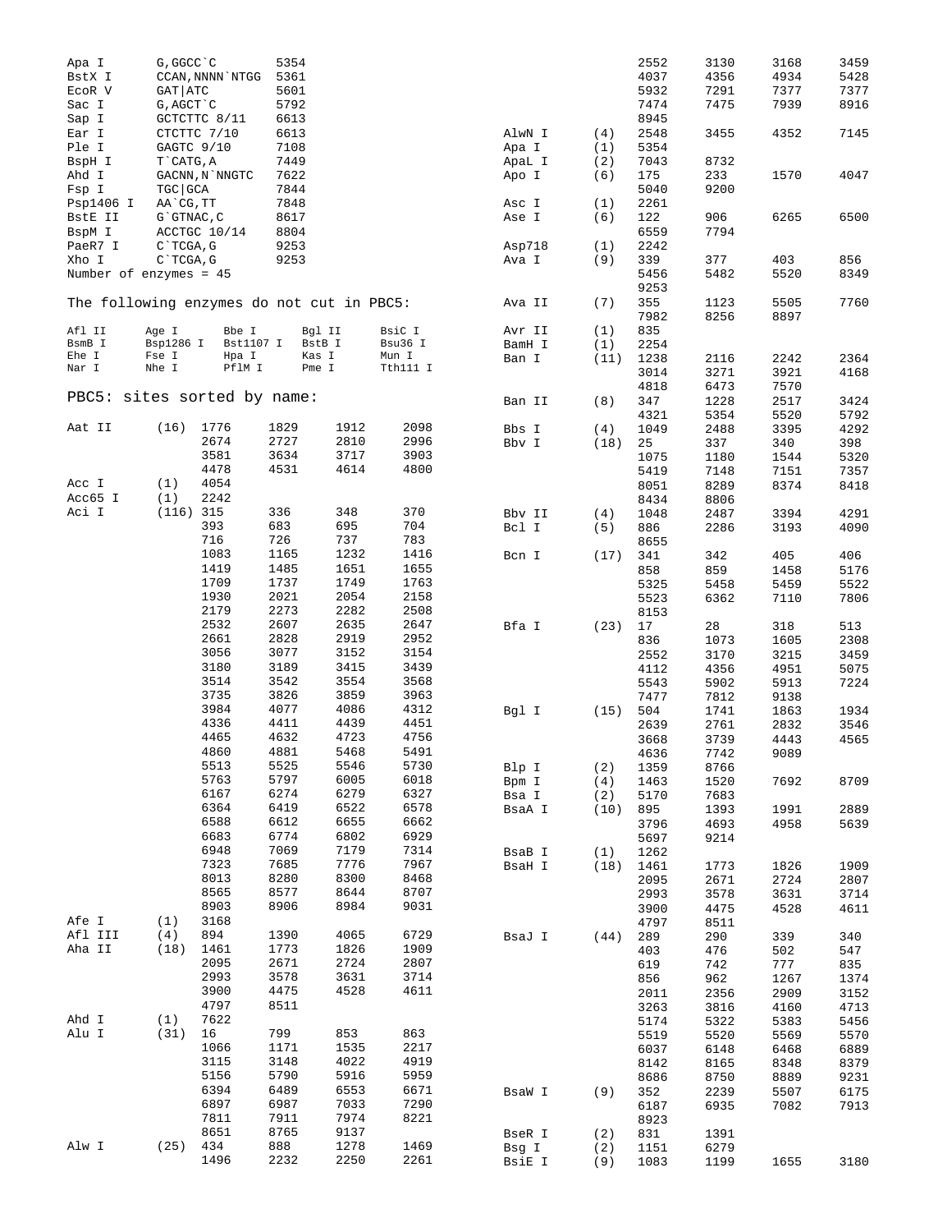| | | |
|---|---|---|
| Apa I | G,GGCC`C | 5354 |
| BstX I | CCAN,NNNN`NTGG | 5361 |
| EcoR V | GAT\|ATC | 5601 |
| Sac I | G,AGCT`C | 5792 |
| Sap I | GCTCTTC 8/11 | 6613 |
| Ear I | CTCTTC 7/10 | 6613 |
| Ple I | GAGTC 9/10 | 7108 |
| BspH I | T`CATG,A | 7449 |
| Ahd I | GACNN,N`NNGTC | 7622 |
| Fsp I | TGC\|GCA | 7844 |
| Psp1406 I | AA`CG,TT | 7848 |
| BstE II | G`GTNAC,C | 8617 |
| BspM I | ACCTGC 10/14 | 8804 |
| PaeR7 I | C`TCGA,G | 9253 |
| Xho I | C`TCGA,G | 9253 |

Number of enzymes = 45

The following enzymes do not cut in PBC5:

| | | | | |
|---|---|---|---|---|
| Afl II | Age I | Bbe I | Bgl II | BsiC I |
| BsmB I | Bsp1286 I | Bst1107 I | BstB I | Bsu36 I |
| Ehe I | Fse I | Hpa I | Kas I | Mun I |
| Nar I | Nhe I | PflM I | Pme I | Tth111 I |

PBC5: sites sorted by name:

| | | | | | |
|---|---|---|---|---|---|
| Aat II | (16) | 1776 | 1829 | 1912 | 2098 |
| | | 2674 | 2727 | 2810 | 2996 |
| | | 3581 | 3634 | 3717 | 3903 |
| | | 4478 | 4531 | 4614 | 4800 |
| Acc I | (1) | 4054 | | | |
| Acc65 I | (1) | 2242 | | | |
| Aci I | (116) | 315 | 336 | 348 | 370 |
| | | 393 | 683 | 695 | 704 |
| | | 716 | 726 | 737 | 783 |
| | | 1083 | 1165 | 1232 | 1416 |
| | | 1419 | 1485 | 1651 | 1655 |
| | | 1709 | 1737 | 1749 | 1763 |
| | | 1930 | 2021 | 2054 | 2158 |
| | | 2179 | 2273 | 2282 | 2508 |
| | | 2532 | 2607 | 2635 | 2647 |
| | | 2661 | 2828 | 2919 | 2952 |
| | | 3056 | 3077 | 3152 | 3154 |
| | | 3180 | 3189 | 3415 | 3439 |
| | | 3514 | 3542 | 3554 | 3568 |
| | | 3735 | 3826 | 3859 | 3963 |
| | | 3984 | 4077 | 4086 | 4312 |
| | | 4336 | 4411 | 4439 | 4451 |
| | | 4465 | 4632 | 4723 | 4756 |
| | | 4860 | 4881 | 5468 | 5491 |
| | | 5513 | 5525 | 5546 | 5730 |
| | | 5763 | 5797 | 6005 | 6018 |
| | | 6167 | 6274 | 6279 | 6327 |
| | | 6364 | 6419 | 6522 | 6578 |
| | | 6588 | 6612 | 6655 | 6662 |
| | | 6683 | 6774 | 6802 | 6929 |
| | | 6948 | 7069 | 7179 | 7314 |
| | | 7323 | 7685 | 7776 | 7967 |
| | | 8013 | 8280 | 8300 | 8468 |
| | | 8565 | 8577 | 8644 | 8707 |
| | | 8903 | 8906 | 8984 | 9031 |
| Afe I | (1) | 3168 | | | |
| Afl III | (4) | 894 | 1390 | 4065 | 6729 |
| Aha II | (18) | 1461 | 1773 | 1826 | 1909 |
| | | 2095 | 2671 | 2724 | 2807 |
| | | 2993 | 3578 | 3631 | 3714 |
| | | 3900 | 4475 | 4528 | 4611 |
| | | 4797 | 8511 | | |
| Ahd I | (1) | 7622 | | | |
| Alu I | (31) | 16 | 799 | 853 | 863 |
| | | 1066 | 1171 | 1535 | 2217 |
| | | 3115 | 3148 | 4022 | 4919 |
| | | 5156 | 5790 | 5916 | 5959 |
| | | 6394 | 6489 | 6553 | 6671 |
| | | 6897 | 6987 | 7033 | 7290 |
| | | 7811 | 7911 | 7974 | 8221 |
| | | 8651 | 8765 | 9137 | |
| Alw I | (25) | 434 | 888 | 1278 | 1469 |
| | | 1496 | 2232 | 2250 | 2261 |
| | | 2552 | 3130 | 3168 | 3459 |
| | | 4037 | 4356 | 4934 | 5428 |
| | | 5932 | 7291 | 7377 | 7377 |
| | | 7474 | 7475 | 7939 | 8916 |
| | | 8945 | | | |
| AlwN I | (4) | 2548 | 3455 | 4352 | 7145 |
| Apa I | (1) | 5354 | | | |
| ApaL I | (2) | 7043 | 8732 | | |
| Apo I | (6) | 175 | 233 | 1570 | 4047 |
| | | 5040 | 9200 | | |
| Asc I | (1) | 2261 | | | |
| Ase I | (6) | 122 | 906 | 6265 | 6500 |
| | | 6559 | 7794 | | |
| Asp718 | (1) | 2242 | | | |
| Ava I | (9) | 339 | 377 | 403 | 856 |
| | | 5456 | 5482 | 5520 | 8349 |
| | | 9253 | | | |
| Ava II | (7) | 355 | 1123 | 5505 | 7760 |
| | | 7982 | 8256 | 8897 | |
| Avr II | (1) | 835 | | | |
| BamH I | (1) | 2254 | | | |
| Ban I | (11) | 1238 | 2116 | 2242 | 2364 |
| | | 3014 | 3271 | 3921 | 4168 |
| | | 4818 | 6473 | 7570 | |
| Ban II | (8) | 347 | 1228 | 2517 | 3424 |
| | | 4321 | 5354 | 5520 | 5792 |
| Bbs I | (4) | 1049 | 2488 | 3395 | 4292 |
| Bbv I | (18) | 25 | 337 | 340 | 398 |
| | | 1075 | 1180 | 1544 | 5320 |
| | | 5419 | 7148 | 7151 | 7357 |
| | | 8051 | 8289 | 8374 | 8418 |
| | | 8434 | 8806 | | |
| Bbv II | (4) | 1048 | 2487 | 3394 | 4291 |
| Bcl I | (5) | 886 | 2286 | 3193 | 4090 |
| | | 8655 | | | |
| Bcn I | (17) | 341 | 342 | 405 | 406 |
| | | 858 | 859 | 1458 | 5176 |
| | | 5325 | 5458 | 5459 | 5522 |
| | | 5523 | 6362 | 7110 | 7806 |
| | | 8153 | | | |
| Bfa I | (23) | 17 | 28 | 318 | 513 |
| | | 836 | 1073 | 1605 | 2308 |
| | | 2552 | 3170 | 3215 | 3459 |
| | | 4112 | 4356 | 4951 | 5075 |
| | | 5543 | 5902 | 5913 | 7224 |
| | | 7477 | 7812 | 9138 | |
| Bgl I | (15) | 504 | 1741 | 1863 | 1934 |
| | | 2639 | 2761 | 2832 | 3546 |
| | | 3668 | 3739 | 4443 | 4565 |
| | | 4636 | 7742 | 9089 | |
| Blp I | (2) | 1359 | 8766 | | |
| Bpm I | (4) | 1463 | 1520 | 7692 | 8709 |
| Bsa I | (2) | 5170 | 7683 | | |
| BsaA I | (10) | 895 | 1393 | 1991 | 2889 |
| | | 3796 | 4693 | 4958 | 5639 |
| | | 5697 | 9214 | | |
| BsaB I | (1) | 1262 | | | |
| BsaH I | (18) | 1461 | 1773 | 1826 | 1909 |
| | | 2095 | 2671 | 2724 | 2807 |
| | | 2993 | 3578 | 3631 | 3714 |
| | | 3900 | 4475 | 4528 | 4611 |
| | | 4797 | 8511 | | |
| BsaJ I | (44) | 289 | 290 | 339 | 340 |
| | | 403 | 476 | 502 | 547 |
| | | 619 | 742 | 777 | 835 |
| | | 856 | 962 | 1267 | 1374 |
| | | 2011 | 2356 | 2909 | 3152 |
| | | 3263 | 3816 | 4160 | 4713 |
| | | 5174 | 5322 | 5383 | 5456 |
| | | 5519 | 5520 | 5569 | 5570 |
| | | 6037 | 6148 | 6468 | 6889 |
| | | 8142 | 8165 | 8348 | 8379 |
| | | 8686 | 8750 | 8889 | 9231 |
| BsaW I | (9) | 352 | 2239 | 5507 | 6175 |
| | | 6187 | 6935 | 7082 | 7913 |
| | | 8923 | | | |
| BseR I | (2) | 831 | 1391 | | |
| Bsg I | (2) | 1151 | 6279 | | |
| BsiE I | (9) | 1083 | 1199 | 1655 | 3180 |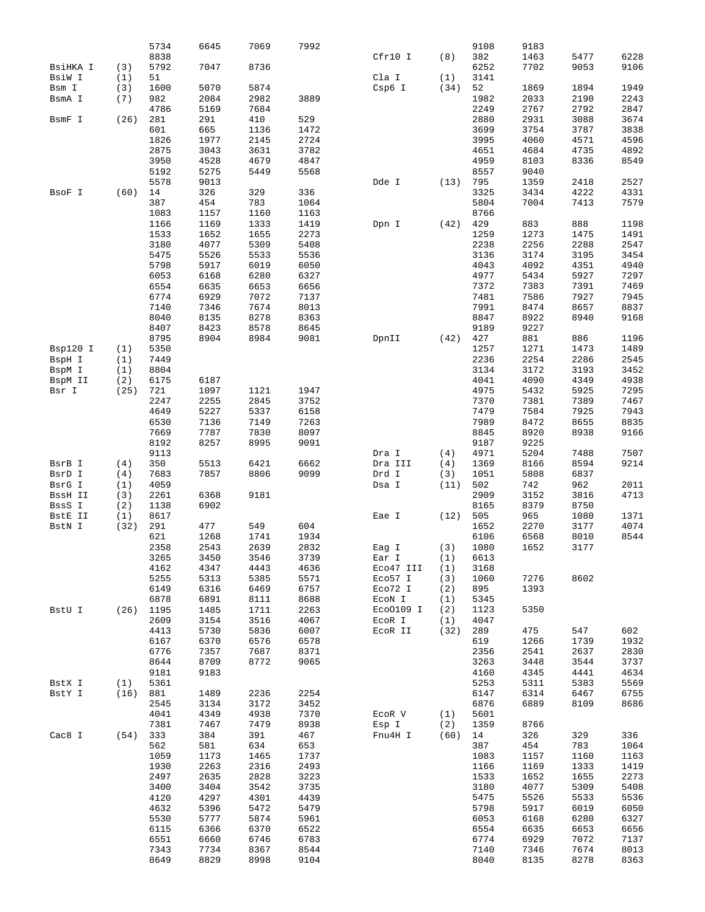| Enzyme | Count | Positions | | | |
|---|---|---|---|---|---|
| | | 5734 | 6645 | 7069 | 7992 |
| | | 8838 | | | |
| BsiHKA I | (3) | 5792 | 7047 | 8736 | |
| BsiW I | (1) | 51 | | | |
| Bsm I | (3) | 1600 | 5070 | 5874 | |
| BsmA I | (7) | 982 | 2084 | 2982 | 3889 |
| | | 4786 | 5169 | 7684 | |
| BsmF I | (26) | 281 | 291 | 410 | 529 |
| | | 601 | 665 | 1136 | 1472 |
| | | 1826 | 1977 | 2145 | 2724 |
| | | 2875 | 3043 | 3631 | 3782 |
| | | 3950 | 4528 | 4679 | 4847 |
| | | 5192 | 5275 | 5449 | 5568 |
| | | 5578 | 9013 | | |
| BsoF I | (60) | 14 | 326 | 329 | 336 |
| | | 387 | 454 | 783 | 1064 |
| | | 1083 | 1157 | 1160 | 1163 |
| | | 1166 | 1169 | 1333 | 1419 |
| | | 1533 | 1652 | 1655 | 2273 |
| | | 3180 | 4077 | 5309 | 5408 |
| | | 5475 | 5526 | 5533 | 5536 |
| | | 5798 | 5917 | 6019 | 6050 |
| | | 6053 | 6168 | 6280 | 6327 |
| | | 6554 | 6635 | 6653 | 6656 |
| | | 6774 | 6929 | 7072 | 7137 |
| | | 7140 | 7346 | 7674 | 8013 |
| | | 8040 | 8135 | 8278 | 8363 |
| | | 8407 | 8423 | 8578 | 8645 |
| | | 8795 | 8904 | 8984 | 9081 |
| Bsp120 I | (1) | 5350 | | | |
| BspH I | (1) | 7449 | | | |
| BspM I | (1) | 8804 | | | |
| BspM II | (2) | 6175 | 6187 | | |
| Bsr I | (25) | 721 | 1097 | 1121 | 1947 |
| | | 2247 | 2255 | 2845 | 3752 |
| | | 4649 | 5227 | 5337 | 6158 |
| | | 6530 | 7136 | 7149 | 7263 |
| | | 7669 | 7787 | 7830 | 8097 |
| | | 8192 | 8257 | 8995 | 9091 |
| | | 9113 | | | |
| BsrB I | (4) | 350 | 5513 | 6421 | 6662 |
| BsrD I | (4) | 7683 | 7857 | 8806 | 9099 |
| BsrG I | (1) | 4059 | | | |
| BssH II | (3) | 2261 | 6368 | 9181 | |
| BssS I | (2) | 1138 | 6902 | | |
| BstE II | (1) | 8617 | | | |
| BstN I | (32) | 291 | 477 | 549 | 604 |
| | | 621 | 1268 | 1741 | 1934 |
| | | 2358 | 2543 | 2639 | 2832 |
| | | 3265 | 3450 | 3546 | 3739 |
| | | 4162 | 4347 | 4443 | 4636 |
| | | 5255 | 5313 | 5385 | 5571 |
| | | 6149 | 6316 | 6469 | 6757 |
| | | 6878 | 6891 | 8111 | 8688 |
| BstU I | (26) | 1195 | 1485 | 1711 | 2263 |
| | | 2609 | 3154 | 3516 | 4067 |
| | | 4413 | 5730 | 5836 | 6007 |
| | | 6167 | 6370 | 6576 | 6578 |
| | | 6776 | 7357 | 7687 | 8371 |
| | | 8644 | 8709 | 8772 | 9065 |
| | | 9181 | 9183 | | |
| BstX I | (1) | 5361 | | | |
| BstY I | (16) | 881 | 1489 | 2236 | 2254 |
| | | 2545 | 3134 | 3172 | 3452 |
| | | 4041 | 4349 | 4938 | 7370 |
| | | 7381 | 7467 | 7479 | 8938 |
| Cac8 I | (54) | 333 | 384 | 391 | 467 |
| | | 562 | 581 | 634 | 653 |
| | | 1059 | 1173 | 1465 | 1737 |
| | | 1930 | 2263 | 2316 | 2493 |
| | | 2497 | 2635 | 2828 | 3223 |
| | | 3400 | 3404 | 3542 | 3735 |
| | | 4120 | 4297 | 4301 | 4439 |
| | | 4632 | 5396 | 5472 | 5479 |
| | | 5530 | 5777 | 5874 | 5961 |
| | | 6115 | 6366 | 6370 | 6522 |
| | | 6551 | 6660 | 6746 | 6783 |
| | | 7343 | 7734 | 8367 | 8544 |
| | | 8649 | 8829 | 8998 | 9104 |
| | | 9108 | 9183 | | |
| Cfr10 I | (8) | 382 | 1463 | 5477 | 6228 |
| | | 6252 | 7702 | 9053 | 9106 |
| Cla I | (1) | 3141 | | | |
| Csp6 I | (34) | 52 | 1869 | 1894 | 1949 |
| | | 1982 | 2033 | 2190 | 2243 |
| | | 2249 | 2767 | 2792 | 2847 |
| | | 2880 | 2931 | 3088 | 3674 |
| | | 3699 | 3754 | 3787 | 3838 |
| | | 3995 | 4060 | 4571 | 4596 |
| | | 4651 | 4684 | 4735 | 4892 |
| | | 4959 | 8103 | 8336 | 8549 |
| | | 8557 | 9040 | | |
| Dde I | (13) | 795 | 1359 | 2418 | 2527 |
| | | 3325 | 3434 | 4222 | 4331 |
| | | 5804 | 7004 | 7413 | 7579 |
| | | 8766 | | | |
| Dpn I | (42) | 429 | 883 | 888 | 1198 |
| | | 1259 | 1273 | 1475 | 1491 |
| | | 2238 | 2256 | 2288 | 2547 |
| | | 3136 | 3174 | 3195 | 3454 |
| | | 4043 | 4092 | 4351 | 4940 |
| | | 4977 | 5434 | 5927 | 7297 |
| | | 7372 | 7383 | 7391 | 7469 |
| | | 7481 | 7586 | 7927 | 7945 |
| | | 7991 | 8474 | 8657 | 8837 |
| | | 8847 | 8922 | 8940 | 9168 |
| | | 9189 | 9227 | | |
| DpnII | (42) | 427 | 881 | 886 | 1196 |
| | | 1257 | 1271 | 1473 | 1489 |
| | | 2236 | 2254 | 2286 | 2545 |
| | | 3134 | 3172 | 3193 | 3452 |
| | | 4041 | 4090 | 4349 | 4938 |
| | | 4975 | 5432 | 5925 | 7295 |
| | | 7370 | 7381 | 7389 | 7467 |
| | | 7479 | 7584 | 7925 | 7943 |
| | | 7989 | 8472 | 8655 | 8835 |
| | | 8845 | 8920 | 8938 | 9166 |
| | | 9187 | 9225 | | |
| Dra I | (4) | 4971 | 5204 | 7488 | 7507 |
| Dra III | (4) | 1369 | 8166 | 8594 | 9214 |
| Drd I | (3) | 1051 | 5808 | 6837 | |
| Dsa I | (11) | 502 | 742 | 962 | 2011 |
| | | 2909 | 3152 | 3816 | 4713 |
| | | 8165 | 8379 | 8750 | |
| Eae I | (12) | 505 | 965 | 1080 | 1371 |
| | | 1652 | 2270 | 3177 | 4074 |
| | | 6106 | 6568 | 8010 | 8544 |
| Eag I | (3) | 1080 | 1652 | 3177 | |
| Ear I | (1) | 6613 | | | |
| Eco47 III | (1) | 3168 | | | |
| Eco57 I | (3) | 1060 | 7276 | 8602 | |
| Eco72 I | (2) | 895 | 1393 | | |
| EcoN I | (1) | 5345 | | | |
| EcoO109 I | (2) | 1123 | 5350 | | |
| EcoR I | (1) | 4047 | | | |
| EcoR II | (32) | 289 | 475 | 547 | 602 |
| | | 619 | 1266 | 1739 | 1932 |
| | | 2356 | 2541 | 2637 | 2830 |
| | | 3263 | 3448 | 3544 | 3737 |
| | | 4160 | 4345 | 4441 | 4634 |
| | | 5253 | 5311 | 5383 | 5569 |
| | | 6147 | 6314 | 6467 | 6755 |
| | | 6876 | 6889 | 8109 | 8686 |
| EcoR V | (1) | 5601 | | | |
| Esp I | (2) | 1359 | 8766 | | |
| Fnu4H I | (60) | 14 | 326 | 329 | 336 |
| | | 387 | 454 | 783 | 1064 |
| | | 1083 | 1157 | 1160 | 1163 |
| | | 1166 | 1169 | 1333 | 1419 |
| | | 1533 | 1652 | 1655 | 2273 |
| | | 3180 | 4077 | 5309 | 5408 |
| | | 5475 | 5526 | 5533 | 5536 |
| | | 5798 | 5917 | 6019 | 6050 |
| | | 6053 | 6168 | 6280 | 6327 |
| | | 6554 | 6635 | 6653 | 6656 |
| | | 6774 | 6929 | 7072 | 7137 |
| | | 7140 | 7346 | 7674 | 8013 |
| | | 8040 | 8135 | 8278 | 8363 |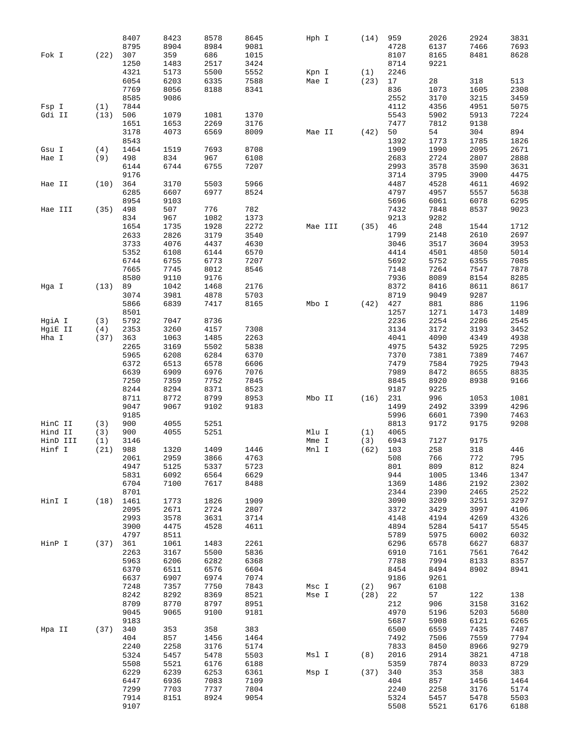| Enzyme | Count | Positions | | | |
|---|---|---|---|---|---|
| | | 8407 | 8423 | 8578 | 8645 |
| | | 8795 | 8904 | 8984 | 9081 |
| Fok I | (22) | 307 | 359 | 686 | 1015 |
| | | 1250 | 1483 | 2517 | 3424 |
| | | 4321 | 5173 | 5500 | 5552 |
| | | 6054 | 6203 | 6335 | 7588 |
| | | 7769 | 8056 | 8188 | 8341 |
| | | 8585 | 9086 | | |
| Fsp I | (1) | 7844 | | | |
| Gdi II | (13) | 506 | 1079 | 1081 | 1370 |
| | | 1651 | 1653 | 2269 | 3176 |
| | | 3178 | 4073 | 6569 | 8009 |
| | | 8543 | | | |
| Gsu I | (4) | 1464 | 1519 | 7693 | 8708 |
| Hae I | (9) | 498 | 834 | 967 | 6108 |
| | | 6144 | 6744 | 6755 | 7207 |
| | | 9176 | | | |
| Hae II | (10) | 364 | 3170 | 5503 | 5966 |
| | | 6285 | 6607 | 6977 | 8524 |
| | | 8954 | 9103 | | |
| Hae III | (35) | 498 | 507 | 776 | 782 |
| | | 834 | 967 | 1082 | 1373 |
| | | 1654 | 1735 | 1928 | 2272 |
| | | 2633 | 2826 | 3179 | 3540 |
| | | 3733 | 4076 | 4437 | 4630 |
| | | 5352 | 6108 | 6144 | 6570 |
| | | 6744 | 6755 | 6773 | 7207 |
| | | 7665 | 7745 | 8012 | 8546 |
| | | 8580 | 9110 | 9176 | |
| Hga I | (13) | 89 | 1042 | 1468 | 2176 |
| | | 3074 | 3981 | 4878 | 5703 |
| | | 5866 | 6839 | 7417 | 8165 |
| | | 8501 | | | |
| HgiA I | (3) | 5792 | 7047 | 8736 | |
| HgiE II | (4) | 2353 | 3260 | 4157 | 7308 |
| Hha I | (37) | 363 | 1063 | 1485 | 2263 |
| | | 2265 | 3169 | 5502 | 5838 |
| | | 5965 | 6208 | 6284 | 6370 |
| | | 6372 | 6513 | 6578 | 6606 |
| | | 6639 | 6909 | 6976 | 7076 |
| | | 7250 | 7359 | 7752 | 7845 |
| | | 8244 | 8294 | 8371 | 8523 |
| | | 8711 | 8772 | 8799 | 8953 |
| | | 9047 | 9067 | 9102 | 9183 |
| | | 9185 | | | |
| HinC II | (3) | 900 | 4055 | 5251 | |
| Hind II | (3) | 900 | 4055 | 5251 | |
| HinD III | (1) | 3146 | | | |
| Hinf I | (21) | 988 | 1320 | 1409 | 1446 |
| | | 2061 | 2959 | 3866 | 4763 |
| | | 4947 | 5125 | 5337 | 5723 |
| | | 5831 | 6092 | 6564 | 6629 |
| | | 6704 | 7100 | 7617 | 8488 |
| | | 8701 | | | |
| HinI I | (18) | 1461 | 1773 | 1826 | 1909 |
| | | 2095 | 2671 | 2724 | 2807 |
| | | 2993 | 3578 | 3631 | 3714 |
| | | 3900 | 4475 | 4528 | 4611 |
| | | 4797 | 8511 | | |
| HinP I | (37) | 361 | 1061 | 1483 | 2261 |
| | | 2263 | 3167 | 5500 | 5836 |
| | | 5963 | 6206 | 6282 | 6368 |
| | | 6370 | 6511 | 6576 | 6604 |
| | | 6637 | 6907 | 6974 | 7074 |
| | | 7248 | 7357 | 7750 | 7843 |
| | | 8242 | 8292 | 8369 | 8521 |
| | | 8709 | 8770 | 8797 | 8951 |
| | | 9045 | 9065 | 9100 | 9181 |
| | | 9183 | | | |
| Hpa II | (37) | 340 | 353 | 358 | 383 |
| | | 404 | 857 | 1456 | 1464 |
| | | 2240 | 2258 | 3176 | 5174 |
| | | 5324 | 5457 | 5478 | 5503 |
| | | 5508 | 5521 | 6176 | 6188 |
| | | 6229 | 6239 | 6253 | 6361 |
| | | 6447 | 6936 | 7083 | 7109 |
| | | 7299 | 7703 | 7737 | 7804 |
| | | 7914 | 8151 | 8924 | 9054 |
| | | 9107 | | | |
| Hph I | (14) | 959 | 2026 | 2924 | 3831 |
| | | 4728 | 6137 | 7466 | 7693 |
| | | 8107 | 8165 | 8481 | 8628 |
| | | 8714 | 9221 | | |
| Kpn I | (1) | 2246 | | | |
| Mae I | (23) | 17 | 28 | 318 | 513 |
| | | 836 | 1073 | 1605 | 2308 |
| | | 2552 | 3170 | 3215 | 3459 |
| | | 4112 | 4356 | 4951 | 5075 |
| | | 5543 | 5902 | 5913 | 7224 |
| | | 7477 | 7812 | 9138 | |
| Mae II | (42) | 50 | 54 | 304 | 894 |
| | | 1392 | 1773 | 1785 | 1826 |
| | | 1909 | 1990 | 2095 | 2671 |
| | | 2683 | 2724 | 2807 | 2888 |
| | | 2993 | 3578 | 3590 | 3631 |
| | | 3714 | 3795 | 3900 | 4475 |
| | | 4487 | 4528 | 4611 | 4692 |
| | | 4797 | 4957 | 5557 | 5638 |
| | | 5696 | 6061 | 6078 | 6295 |
| | | 7432 | 7848 | 8537 | 9023 |
| | | 9213 | 9282 | | |
| Mae III | (35) | 46 | 248 | 1544 | 1712 |
| | | 1799 | 2148 | 2610 | 2697 |
| | | 3046 | 3517 | 3604 | 3953 |
| | | 4414 | 4501 | 4850 | 5014 |
| | | 5692 | 5752 | 6355 | 7085 |
| | | 7148 | 7264 | 7547 | 7878 |
| | | 7936 | 8089 | 8154 | 8285 |
| | | 8372 | 8416 | 8611 | 8617 |
| | | 8719 | 9049 | 9287 | |
| Mbo I | (42) | 427 | 881 | 886 | 1196 |
| | | 1257 | 1271 | 1473 | 1489 |
| | | 2236 | 2254 | 2286 | 2545 |
| | | 3134 | 3172 | 3193 | 3452 |
| | | 4041 | 4090 | 4349 | 4938 |
| | | 4975 | 5432 | 5925 | 7295 |
| | | 7370 | 7381 | 7389 | 7467 |
| | | 7479 | 7584 | 7925 | 7943 |
| | | 7989 | 8472 | 8655 | 8835 |
| | | 8845 | 8920 | 8938 | 9166 |
| | | 9187 | 9225 | | |
| Mbo II | (16) | 231 | 996 | 1053 | 1081 |
| | | 1499 | 2492 | 3399 | 4296 |
| | | 5996 | 6601 | 7390 | 7463 |
| | | 8813 | 9172 | 9175 | 9208 |
| Mlu I | (1) | 4065 | | | |
| Mme I | (3) | 6943 | 7127 | 9175 | |
| Mnl I | (62) | 103 | 258 | 318 | 446 |
| | | 508 | 766 | 772 | 795 |
| | | 801 | 809 | 812 | 824 |
| | | 944 | 1005 | 1346 | 1347 |
| | | 1369 | 1486 | 2192 | 2302 |
| | | 2344 | 2390 | 2465 | 2522 |
| | | 3090 | 3209 | 3251 | 3297 |
| | | 3372 | 3429 | 3997 | 4106 |
| | | 4148 | 4194 | 4269 | 4326 |
| | | 4894 | 5284 | 5417 | 5545 |
| | | 5789 | 5975 | 6002 | 6032 |
| | | 6296 | 6578 | 6627 | 6837 |
| | | 6910 | 7161 | 7561 | 7642 |
| | | 7788 | 7994 | 8133 | 8357 |
| | | 8454 | 8494 | 8902 | 8941 |
| | | 9186 | 9261 | | |
| Msc I | (2) | 967 | 6108 | | |
| Mse I | (28) | 22 | 57 | 122 | 138 |
| | | 212 | 906 | 3158 | 3162 |
| | | 4970 | 5196 | 5203 | 5680 |
| | | 5687 | 5908 | 6121 | 6265 |
| | | 6500 | 6559 | 7435 | 7487 |
| | | 7492 | 7506 | 7559 | 7794 |
| | | 7833 | 8450 | 8966 | 9279 |
| Msl I | (8) | 2016 | 2914 | 3821 | 4718 |
| | | 5359 | 7874 | 8033 | 8729 |
| Msp I | (37) | 340 | 353 | 358 | 383 |
| | | 404 | 857 | 1456 | 1464 |
| | | 2240 | 2258 | 3176 | 5174 |
| | | 5324 | 5457 | 5478 | 5503 |
| | | 5508 | 5521 | 6176 | 6188 |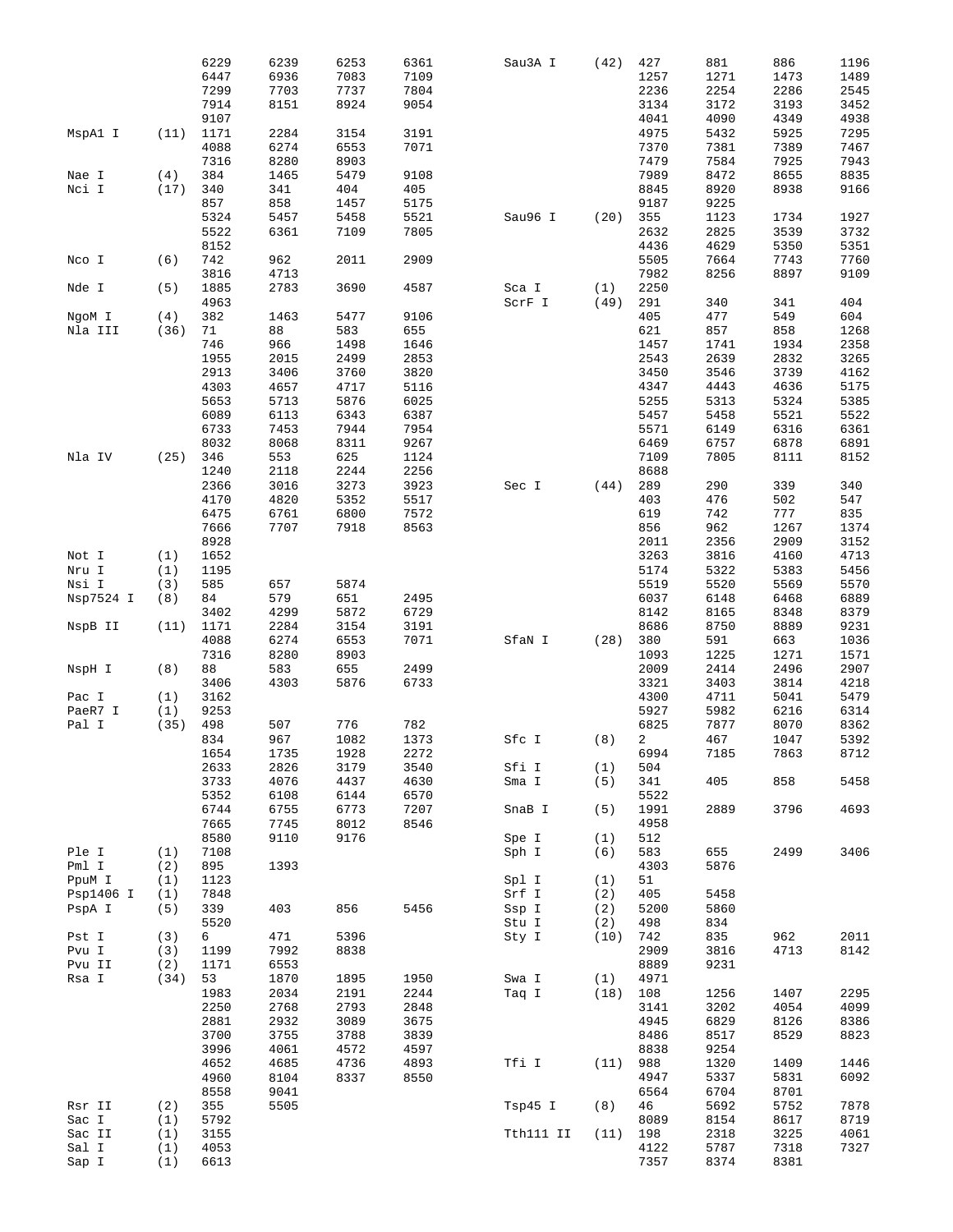| Enzyme | Count | Sites | | | |
|---|---|---|---|---|---|
| | | 6229 | 6239 | 6253 | 6361 |
| | | 6447 | 6936 | 7083 | 7109 |
| | | 7299 | 7703 | 7737 | 7804 |
| | | 7914 | 8151 | 8924 | 9054 |
| | | 9107 | | | |
| MspA1 I | (11) | 1171 | 2284 | 3154 | 3191 |
| | | 4088 | 6274 | 6553 | 7071 |
| | | 7316 | 8280 | 8903 | |
| Nae I | (4) | 384 | 1465 | 5479 | 9108 |
| Nci I | (17) | 340 | 341 | 404 | 405 |
| | | 857 | 858 | 1457 | 5175 |
| | | 5324 | 5457 | 5458 | 5521 |
| | | 5522 | 6361 | 7109 | 7805 |
| | | 8152 | | | |
| Nco I | (6) | 742 | 962 | 2011 | 2909 |
| | | 3816 | 4713 | | |
| Nde I | (5) | 1885 | 2783 | 3690 | 4587 |
| | | 4963 | | | |
| NgoM I | (4) | 382 | 1463 | 5477 | 9106 |
| Nla III | (36) | 71 | 88 | 583 | 655 |
| | | 746 | 966 | 1498 | 1646 |
| | | 1955 | 2015 | 2499 | 2853 |
| | | 2913 | 3406 | 3760 | 3820 |
| | | 4303 | 4657 | 4717 | 5116 |
| | | 5653 | 5713 | 5876 | 6025 |
| | | 6089 | 6113 | 6343 | 6387 |
| | | 6733 | 7453 | 7944 | 7954 |
| | | 8032 | 8068 | 8311 | 9267 |
| Nla IV | (25) | 346 | 553 | 625 | 1124 |
| | | 1240 | 2118 | 2244 | 2256 |
| | | 2366 | 3016 | 3273 | 3923 |
| | | 4170 | 4820 | 5352 | 5517 |
| | | 6475 | 6761 | 6800 | 7572 |
| | | 7666 | 7707 | 7918 | 8563 |
| | | 8928 | | | |
| Not I | (1) | 1652 | | | |
| Nru I | (1) | 1195 | | | |
| Nsi I | (3) | 585 | 657 | 5874 | |
| Nsp7524 I | (8) | 84 | 579 | 651 | 2495 |
| | | 3402 | 4299 | 5872 | 6729 |
| NspB II | (11) | 1171 | 2284 | 3154 | 3191 |
| | | 4088 | 6274 | 6553 | 7071 |
| | | 7316 | 8280 | 8903 | |
| NspH I | (8) | 88 | 583 | 655 | 2499 |
| | | 3406 | 4303 | 5876 | 6733 |
| Pac I | (1) | 3162 | | | |
| PaeR7 I | (1) | 9253 | | | |
| Pal I | (35) | 498 | 507 | 776 | 782 |
| | | 834 | 967 | 1082 | 1373 |
| | | 1654 | 1735 | 1928 | 2272 |
| | | 2633 | 2826 | 3179 | 3540 |
| | | 3733 | 4076 | 4437 | 4630 |
| | | 5352 | 6108 | 6144 | 6570 |
| | | 6744 | 6755 | 6773 | 7207 |
| | | 7665 | 7745 | 8012 | 8546 |
| | | 8580 | 9110 | 9176 | |
| Ple I | (1) | 7108 | | | |
| Pml I | (2) | 895 | 1393 | | |
| PpuM I | (1) | 1123 | | | |
| Psp1406 I | (1) | 7848 | | | |
| PspA I | (5) | 339 | 403 | 856 | 5456 |
| | | 5520 | | | |
| Pst I | (3) | 6 | 471 | 5396 | |
| Pvu I | (3) | 1199 | 7992 | 8838 | |
| Pvu II | (2) | 1171 | 6553 | | |
| Rsa I | (34) | 53 | 1870 | 1895 | 1950 |
| | | 1983 | 2034 | 2191 | 2244 |
| | | 2250 | 2768 | 2793 | 2848 |
| | | 2881 | 2932 | 3089 | 3675 |
| | | 3700 | 3755 | 3788 | 3839 |
| | | 3996 | 4061 | 4572 | 4597 |
| | | 4652 | 4685 | 4736 | 4893 |
| | | 4960 | 8104 | 8337 | 8550 |
| | | 8558 | 9041 | | |
| Rsr II | (2) | 355 | 5505 | | |
| Sac I | (1) | 5792 | | | |
| Sac II | (1) | 3155 | | | |
| Sal I | (1) | 4053 | | | |
| Sap I | (1) | 6613 | | | |
| Sau3A I | (42) | 427 | 881 | 886 | 1196 |
| | | 1257 | 1271 | 1473 | 1489 |
| | | 2236 | 2254 | 2286 | 2545 |
| | | 3134 | 3172 | 3193 | 3452 |
| | | 4041 | 4090 | 4349 | 4938 |
| | | 4975 | 5432 | 5925 | 7295 |
| | | 7370 | 7381 | 7389 | 7467 |
| | | 7479 | 7584 | 7925 | 7943 |
| | | 7989 | 8472 | 8655 | 8835 |
| | | 8845 | 8920 | 8938 | 9166 |
| | | 9187 | 9225 | | |
| Sau96 I | (20) | 355 | 1123 | 1734 | 1927 |
| | | 2632 | 2825 | 3539 | 3732 |
| | | 4436 | 4629 | 5350 | 5351 |
| | | 5505 | 7664 | 7743 | 7760 |
| | | 7982 | 8256 | 8897 | 9109 |
| Sca I | (1) | 2250 | | | |
| ScrF I | (49) | 291 | 340 | 341 | 404 |
| | | 405 | 477 | 549 | 604 |
| | | 621 | 857 | 858 | 1268 |
| | | 1457 | 1741 | 1934 | 2358 |
| | | 2543 | 2639 | 2832 | 3265 |
| | | 3450 | 3546 | 3739 | 4162 |
| | | 4347 | 4443 | 4636 | 5175 |
| | | 5255 | 5313 | 5324 | 5385 |
| | | 5457 | 5458 | 5521 | 5522 |
| | | 5571 | 6149 | 6316 | 6361 |
| | | 6469 | 6757 | 6878 | 6891 |
| | | 7109 | 7805 | 8111 | 8152 |
| | | 8688 | | | |
| Sec I | (44) | 289 | 290 | 339 | 340 |
| | | 403 | 476 | 502 | 547 |
| | | 619 | 742 | 777 | 835 |
| | | 856 | 962 | 1267 | 1374 |
| | | 2011 | 2356 | 2909 | 3152 |
| | | 3263 | 3816 | 4160 | 4713 |
| | | 5174 | 5322 | 5383 | 5456 |
| | | 5519 | 5520 | 5569 | 5570 |
| | | 6037 | 6148 | 6468 | 6889 |
| | | 8142 | 8165 | 8348 | 8379 |
| | | 8686 | 8750 | 8889 | 9231 |
| SfaN I | (28) | 380 | 591 | 663 | 1036 |
| | | 1093 | 1225 | 1271 | 1571 |
| | | 2009 | 2414 | 2496 | 2907 |
| | | 3321 | 3403 | 3814 | 4218 |
| | | 4300 | 4711 | 5041 | 5479 |
| | | 5927 | 5982 | 6216 | 6314 |
| | | 6825 | 7877 | 8070 | 8362 |
| Sfc I | (8) | 2 | 467 | 1047 | 5392 |
| | | 6994 | 7185 | 7863 | 8712 |
| Sfi I | (1) | 504 | | | |
| Sma I | (5) | 341 | 405 | 858 | 5458 |
| | | 5522 | | | |
| SnaB I | (5) | 1991 | 2889 | 3796 | 4693 |
| | | 4958 | | | |
| Spe I | (1) | 512 | | | |
| Sph I | (6) | 583 | 655 | 2499 | 3406 |
| | | 4303 | 5876 | | |
| Spl I | (1) | 51 | | | |
| Srf I | (2) | 405 | 5458 | | |
| Ssp I | (2) | 5200 | 5860 | | |
| Stu I | (2) | 498 | 834 | | |
| Sty I | (10) | 742 | 835 | 962 | 2011 |
| | | 2909 | 3816 | 4713 | 8142 |
| | | 8889 | 9231 | | |
| Swa I | (1) | 4971 | | | |
| Taq I | (18) | 108 | 1256 | 1407 | 2295 |
| | | 3141 | 3202 | 4054 | 4099 |
| | | 4945 | 6829 | 8126 | 8386 |
| | | 8486 | 8517 | 8529 | 8823 |
| | | 8838 | 9254 | | |
| Tfi I | (11) | 988 | 1320 | 1409 | 1446 |
| | | 4947 | 5337 | 5831 | 6092 |
| | | 6564 | 6704 | 8701 | |
| Tsp45 I | (8) | 46 | 5692 | 5752 | 7878 |
| | | 8089 | 8154 | 8617 | 8719 |
| Tth111 II | (11) | 198 | 2318 | 3225 | 4061 |
| | | 4122 | 5787 | 7318 | 7327 |
| | | 7357 | 8374 | 8381 | |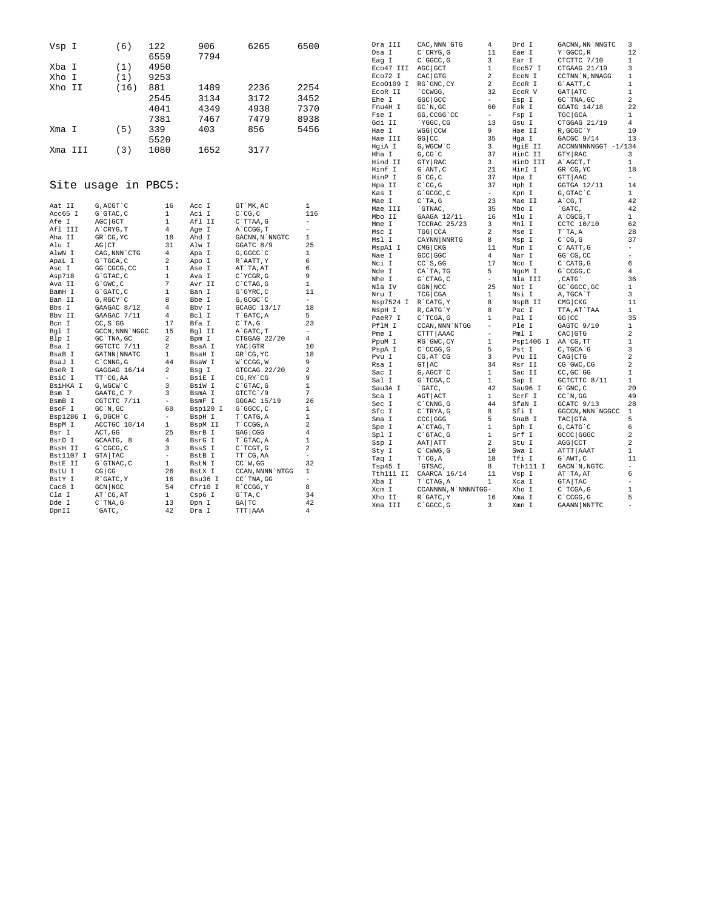| | | | | | |
|---|---|---|---|---|---|
| Vsp I | (6) | 122 | 906 | 6265 | 6500 |
| | | 6559 | 7794 | | |
| Xba I | (1) | 4950 | | | |
| Xho I | (1) | 9253 | | | |
| Xho II | (16) | 881 | 1489 | 2236 | 2254 |
| | | 2545 | 3134 | 3172 | 3452 |
| | | 4041 | 4349 | 4938 | 7370 |
| | | 7381 | 7467 | 7479 | 8938 |
| Xma I | (5) | 339 | 403 | 856 | 5456 |
| | | 5520 | | | |
| Xma III | (3) | 1080 | 1652 | 3177 | |

## Site usage in PBC5:

| | | | | | |
|---|---|---|---|---|---|
| Aat II | G,ACGT`C | 16 | Acc I | GT`MK,AC | 1 |
| Acc65 I | G`GTAC,C | 1 | Aci I | C`CG,C | 116 |
| Afe I | AGC\|GCT | 1 | Afl II | C`TTAA,G | - |
| Afl III | A`CRYG,T | 4 | Age I | A`CCGG,T | - |
| Aha II | GR`CG,YC | 18 | Ahd I | GACNN,N`NNGTC | 1 |
| Alu I | AG\|CT | 31 | Alw I | GGATC 8/9 | 25 |
| AlwN I | CAG,NNN`CTG | 4 | Apa I | G,GGCC`C | 1 |
| ApaL I | G`TGCA,C | 2 | Apo I | R`AATT,Y | 6 |
| Asc I | GG`CGCG,CC | 1 | Ase I | AT`TA,AT | 6 |
| Asp718 | G`GTAC,C | 1 | Ava I | C`YCGR,G | 9 |
| Ava II | G`GWC,C | 7 | Avr II | C`CTAG,G | 1 |
| BamH I | G`GATC,C | 1 | Ban I | G`GYRC,C | 11 |
| Ban II | G,RGCY`C | 8 | Bbe I | G,GCGC`C | - |
| Bbs I | GAAGAC 8/12 | 4 | Bbv I | GCAGC 13/17 | 18 |
| Bbv II | GAAGAC 7/11 | 4 | Bcl I | T`GATC,A | 5 |
| Bcn I | CC,S`GG | 17 | Bfa I | C`TA,G | 23 |
| Bgl I | GCCN,NNN`NGGC | 15 | Bgl II | A`GATC,T | - |
| Blp I | GC`TNA,GC | 2 | Bpm I | CTGGAG 22/20 | 4 |
| Bsa I | GGTCTC 7/11 | 2 | BsaA I | YAC\|GTR | 10 |
| BsaB I | GATNN\|NNATC | 1 | BsaH I | GR`CG,YC | 18 |
| BsaJ I | C`CNNG,G | 44 | BsaW I | W`CCGG,W | 9 |
| BseR I | GAGGAG 16/14 | 2 | Bsg I | GTGCAG 22/20 | 2 |
| BsiC I | TT`CG,AA | - | BsiE I | CG,RY`CG | 9 |
| BsiHKA I | G,WGCW`C | 3 | BsiW I | C`GTAC,G | 1 |
| Bsm I | GAATG,C 7 | 3 | BsmA I | GTCTC`/9 | 7 |
| BsmB I | CGTCTC 7/11 | - | BsmF I | GGGAC 15/19 | 26 |
| BsoF I | GC`N,GC | 60 | Bsp120 I | G`GGCC,C | 1 |
| Bsp1286 I | G,DGCH`C | - | BspH I | T`CATG,A | 1 |
| BspM I | ACCTGC 10/14 | 1 | BspM II | T`CCGG,A | 2 |
| Bsr I | ACT,GG` | 25 | BsrB I | GAG\|CGG | 4 |
| BsrD I | GCAATG, 8 | 4 | BsrG I | T`GTAC,A | 1 |
| BssH II | G`CGCG,C | 3 | BssS I | C`TCGT,G | 2 |
| Bst1107 I | GTA\|TAC | - | BstB I | TT`CG,AA | - |
| BstE II | G`GTNAC,C | 1 | BstN I | CC`W,GG | 32 |
| BstU I | CG\|CG | 26 | BstX I | CCAN,NNNN`NTGG | 1 |
| BstY I | R`GATC,Y | 16 | Bsu36 I | CC`TNA,GG | - |
| Cac8 I | GCN\|NGC | 54 | Cfr10 I | R`CCGG,Y | 8 |
| Cla I | AT`CG,AT | 1 | Csp6 I | G`TA,C | 34 |
| Dde I | C`TNA,G | 13 | Dpn I | GA\|TC | 42 |
| DpnII | `GATC, | 42 | Dra I | TTT\|AAA | 4 |
| Dra III | CAC,NNN`GTG | 4 | Drd I | GACNN,NN`NNGTC | 3 |
| Dsa I | C`CRYG,G | 11 | Eae I | Y`GGCC,R | 12 |
| Eag I | C`GGCC,G | 3 | Ear I | CTCTTC 7/10 | 1 |
| Eco47 III | AGC\|GCT | 1 | Eco57 I | CTGAAG 21/19 | 3 |
| Eco72 I | CAC\|GTG | 2 | EcoN I | CCTNN`N,NNAGG | 1 |
| EcoO109 I | RG`GNC,CY | 2 | EcoR I | G`AATT,C | 1 |
| EcoR II | `CCWGG, | 32 | EcoR V | GAT\|ATC | 1 |
| Ehe I | GGC\|GCC | - | Esp I | GC`TNA,GC | 2 |
| Fnu4H I | GC`N,GC | 60 | Fok I | GGATG 14/18 | 22 |
| Fse I | GG,CCGG`CC | - | Fsp I | TGC\|GCA | 1 |
| Gdi II | `YGGC,CG | 13 | Gsu I | CTGGAG 21/19 | 4 |
| Hae I | WGG\|CCW | 9 | Hae II | R,GCGC`Y | 10 |
| Hae III | GG\|CC | 35 | Hga I | GACGC 9/14 | 13 |
| HgiA I | G,WGCW`C | 3 | HgiE II | ACCNNNNNNGGT -1/134 | |
| Hha I | G,CG`C | 37 | HinC II | GTY\|RAC | 3 |
| Hind II | GTY\|RAC | 3 | HinD III | A`AGCT,T | 1 |
| Hinf I | G`ANT,C | 21 | HinI I | GR`CG,YC | 18 |
| HinP I | G`CG,C | 37 | Hpa I | GTT\|AAC | - |
| Hpa II | C`CG,G | 37 | Hph I | GGTGA 12/11 | 14 |
| Kas I | G`GCGC,C | - | Kpn I | G,GTAC`C | 1 |
| Mae I | C`TA,G | 23 | Mae II | A`CG,T | 42 |
| Mae III | `GTNAC, | 35 | Mbo I | `GATC, | 42 |
| Mbo II | GAAGA 12/11 | 16 | Mlu I | A`CGCG,T | 1 |
| Mme I | TCCRAC 25/23 | 3 | Mnl I | CCTC 10/10 | 62 |
| Msc I | TGG\|CCA | 2 | Mse I | T`TA,A | 28 |
| Msl I | CAYNN\|NNRTG | 8 | Msp I | C`CG,G | 37 |
| MspA1 I | CMG\|CKG | 11 | Mun I | C`AATT,G | - |
| Nae I | GCC\|GGC | 4 | Nar I | GG`CG,CC | - |
| Nci I | CC`S,GG | 17 | Nco I | C`CATG,G | 6 |
| Nde I | CA`TA,TG | 5 | NgoM I | G`CCGG,C | 4 |
| Nhe I | G`CTAG,C | - | Nla III | ,CATG` | 36 |
| Nla IV | GGN\|NCC | 25 | Not I | GC`GGCC,GC | 1 |
| Nru I | TCG\|CGA | 1 | Nsi I | A,TGCA`T | 3 |
| Nsp7524 I | R`CATG,Y | 8 | NspB II | CMG\|CKG | 11 |
| NspH I | R,CATG`Y | 8 | Pac I | TTA,AT`TAA | 1 |
| PaeR7 I | C`TCGA,G | 1 | Pal I | GG\|CC | 35 |
| PflM I | CCAN,NNN`NTGG | - | Ple I | GAGTC 9/10 | 1 |
| Pme I | CTTT\|AAAC | - | Pml I | CAC\|GTG | 2 |
| PpuM I | RG`GWC,CY | 1 | Psp1406 I | AA`CG,TT | 1 |
| PspA I | C`CCGG,G | 5 | Pst I | C,TGCA`G | 3 |
| Pvu I | CG,AT`CG | 3 | Pvu II | CAG\|CTG | 2 |
| Rsa I | GT\|AC | 34 | Rsr II | CG`GWC,CG | 2 |
| Sac I | G,AGCT`C | 1 | Sac II | CC,GC`GG | 1 |
| Sal I | G`TCGA,C | 1 | Sap I | GCTCTTC 8/11 | 1 |
| Sau3A I | `GATC, | 42 | Sau96 I | G`GNC,C | 20 |
| Sca I | AGT\|ACT | 1 | ScrF I | CC`N,GG | 49 |
| Sec I | C`CNNG,G | 44 | SfaN I | GCATC 9/13 | 28 |
| Sfc I | C`TRYA,G | 8 | Sfi I | GGCCN,NNN`NGGCC | 1 |
| Sma I | CCC\|GGG | 5 | SnaB I | TAC\|GTA | 5 |
| Spe I | A`CTAG,T | 1 | Sph I | G,CATG`C | 6 |
| Spl I | C`GTAC,G | 1 | Srf I | GCCC\|GGGC | 2 |
| Ssp I | AAT\|ATT | 2 | Stu I | AGG\|CCT | 2 |
| Sty I | C`CWWG,G | 10 | Swa I | ATTT\|AAAT | 1 |
| Taq I | T`CG,A | 18 | Tfi I | G`AWT,C | 11 |
| Tsp45 I | `GTSAC, | 8 | Tth111 I | GACN`N,NGTC | - |
| Tth111 II | CAARCA 16/14 | 11 | Vsp I | AT`TA,AT | 6 |
| Xba I | T`CTAG,A | 1 | Xca I | GTA\|TAC | - |
| Xcm I | CCANNNN,N`NNNNTGG | - | Xho I | C`TCGA,G | 1 |
| Xho II | R`GATC,Y | 16 | Xma I | C`CCGG,G | 5 |
| Xma III | C`GGCC,G | 3 | Xmn I | GAANN\|NNTTC | - |